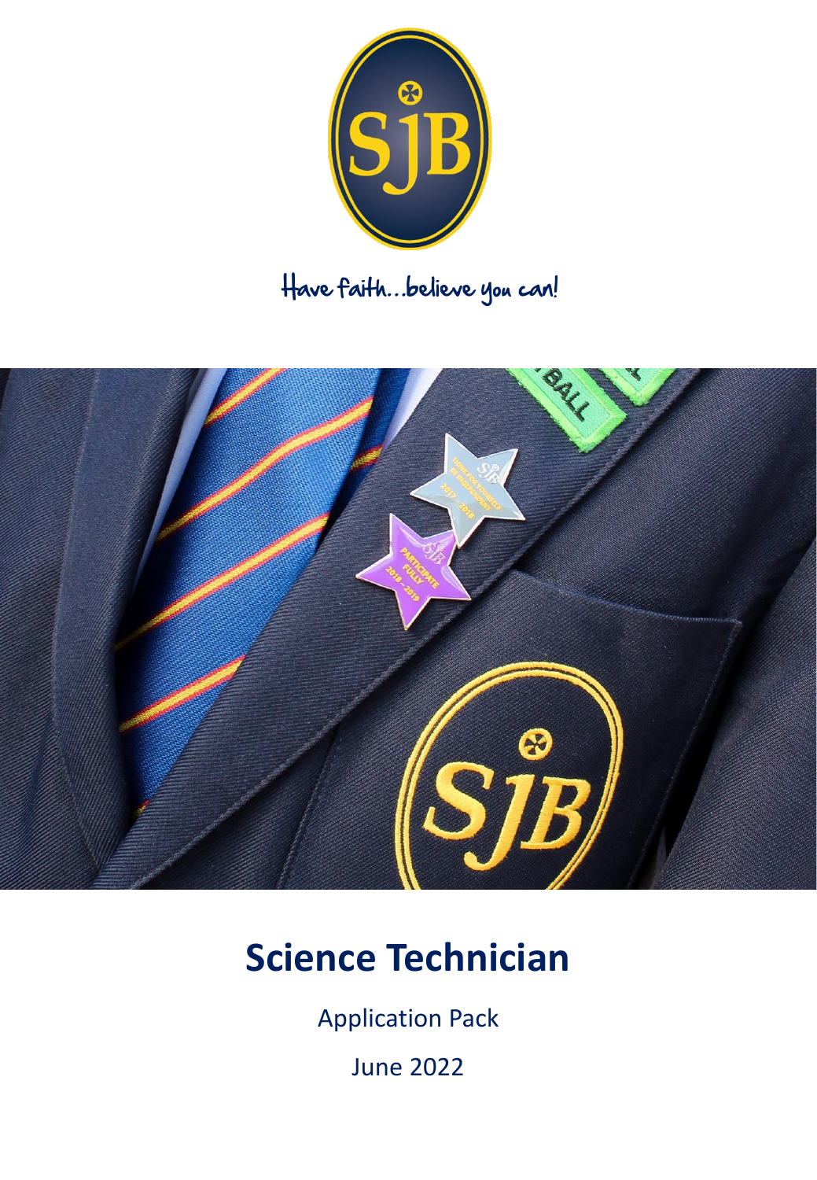Have faith...believe you can!

# Science Technician

Application Pack

June 2022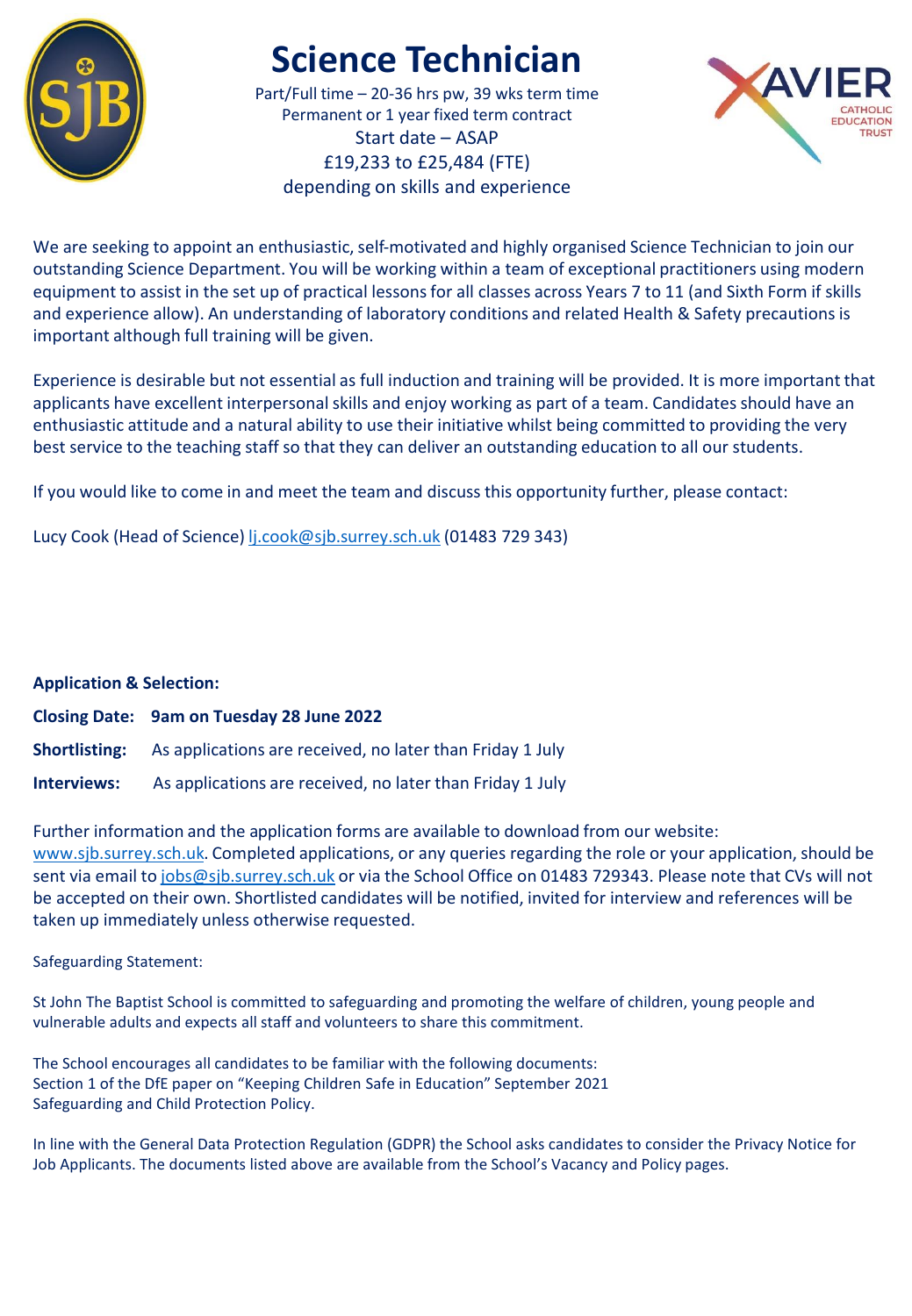# Science Technician

Part/Full time – 20-36 hrs pw, 39 wks term time
Permanent or 1 year fixed term contract
Start date – ASAP
£19,233 to £25,484 (FTE)
depending on skills and experience

We are seeking to appoint an enthusiastic, self-motivated and highly organised Science Technician to join our outstanding Science Department. You will be working within a team of exceptional practitioners using modern equipment to assist in the set up of practical lessons for all classes across Years 7 to 11 (and Sixth Form if skills and experience allow). An understanding of laboratory conditions and related Health & Safety precautions is important although full training will be given.

Experience is desirable but not essential as full induction and training will be provided. It is more important that applicants have excellent interpersonal skills and enjoy working as part of a team. Candidates should have an enthusiastic attitude and a natural ability to use their initiative whilst being committed to providing the very best service to the teaching staff so that they can deliver an outstanding education to all our students.

If you would like to come in and meet the team and discuss this opportunity further, please contact:

Lucy Cook (Head of Science) lj.cook@sjb.surrey.sch.uk (01483 729 343)

**Application & Selection:**

**Closing Date:** **9am on Tuesday 28 June 2022**

**Shortlisting:** As applications are received, no later than Friday 1 July

**Interviews:** As applications are received, no later than Friday 1 July

Further information and the application forms are available to download from our website: www.sjb.surrey.sch.uk. Completed applications, or any queries regarding the role or your application, should be sent via email to jobs@sjb.surrey.sch.uk or via the School Office on 01483 729343. Please note that CVs will not be accepted on their own. Shortlisted candidates will be notified, invited for interview and references will be taken up immediately unless otherwise requested.

Safeguarding Statement:

St John The Baptist School is committed to safeguarding and promoting the welfare of children, young people and vulnerable adults and expects all staff and volunteers to share this commitment.

The School encourages all candidates to be familiar with the following documents:
Section 1 of the DfE paper on "Keeping Children Safe in Education" September 2021
Safeguarding and Child Protection Policy.

In line with the General Data Protection Regulation (GDPR) the School asks candidates to consider the Privacy Notice for Job Applicants. The documents listed above are available from the School's Vacancy and Policy pages.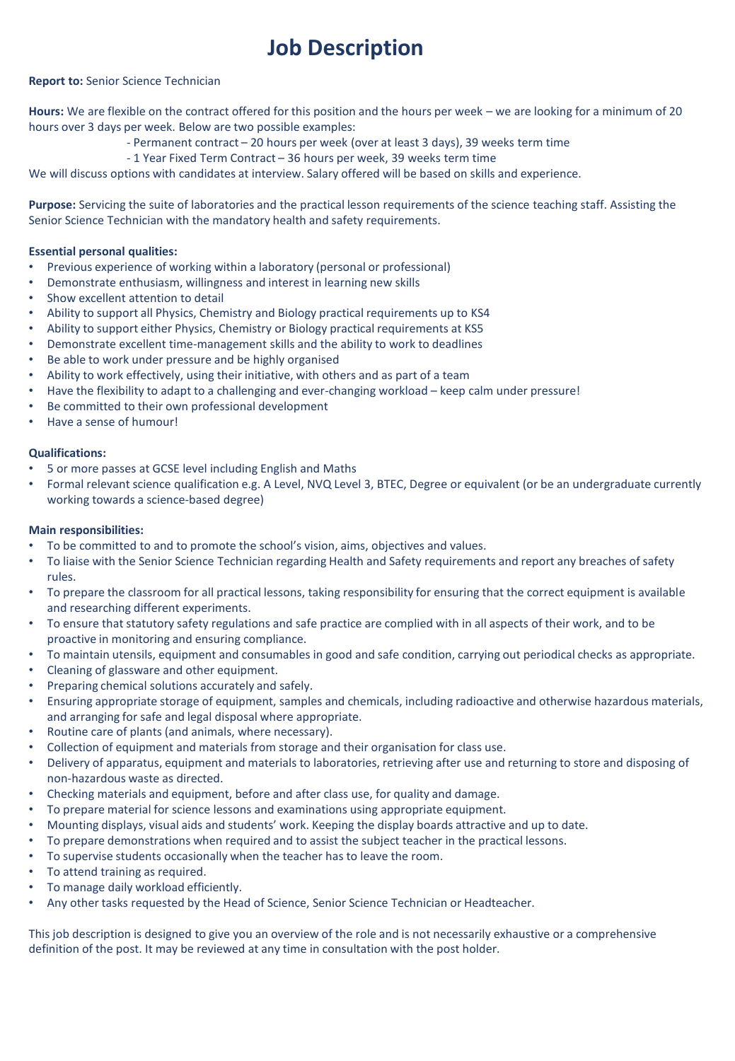# Job Description

**Report to:** Senior Science Technician

**Hours:** We are flexible on the contract offered for this position and the hours per week – we are looking for a minimum of 20 hours over 3 days per week. Below are two possible examples:

- Permanent contract – 20 hours per week (over at least 3 days), 39 weeks term time
- 1 Year Fixed Term Contract – 36 hours per week, 39 weeks term time

We will discuss options with candidates at interview. Salary offered will be based on skills and experience.

**Purpose:** Servicing the suite of laboratories and the practical lesson requirements of the science teaching staff. Assisting the Senior Science Technician with the mandatory health and safety requirements.

**Essential personal qualities:**

- Previous experience of working within a laboratory (personal or professional)
- Demonstrate enthusiasm, willingness and interest in learning new skills
- Show excellent attention to detail
- Ability to support all Physics, Chemistry and Biology practical requirements up to KS4
- Ability to support either Physics, Chemistry or Biology practical requirements at KS5
- Demonstrate excellent time-management skills and the ability to work to deadlines
- Be able to work under pressure and be highly organised
- Ability to work effectively, using their initiative, with others and as part of a team
- Have the flexibility to adapt to a challenging and ever-changing workload – keep calm under pressure!
- Be committed to their own professional development
- Have a sense of humour!

**Qualifications:**

- 5 or more passes at GCSE level including English and Maths
- Formal relevant science qualification e.g. A Level, NVQ Level 3, BTEC, Degree or equivalent (or be an undergraduate currently working towards a science-based degree)

**Main responsibilities:**

- To be committed to and to promote the school's vision, aims, objectives and values.
- To liaise with the Senior Science Technician regarding Health and Safety requirements and report any breaches of safety rules.
- To prepare the classroom for all practical lessons, taking responsibility for ensuring that the correct equipment is available and researching different experiments.
- To ensure that statutory safety regulations and safe practice are complied with in all aspects of their work, and to be proactive in monitoring and ensuring compliance.
- To maintain utensils, equipment and consumables in good and safe condition, carrying out periodical checks as appropriate.
- Cleaning of glassware and other equipment.
- Preparing chemical solutions accurately and safely.
- Ensuring appropriate storage of equipment, samples and chemicals, including radioactive and otherwise hazardous materials, and arranging for safe and legal disposal where appropriate.
- Routine care of plants (and animals, where necessary).
- Collection of equipment and materials from storage and their organisation for class use.
- Delivery of apparatus, equipment and materials to laboratories, retrieving after use and returning to store and disposing of non-hazardous waste as directed.
- Checking materials and equipment, before and after class use, for quality and damage.
- To prepare material for science lessons and examinations using appropriate equipment.
- Mounting displays, visual aids and students' work. Keeping the display boards attractive and up to date.
- To prepare demonstrations when required and to assist the subject teacher in the practical lessons.
- To supervise students occasionally when the teacher has to leave the room.
- To attend training as required.
- To manage daily workload efficiently.
- Any other tasks requested by the Head of Science, Senior Science Technician or Headteacher.

This job description is designed to give you an overview of the role and is not necessarily exhaustive or a comprehensive definition of the post. It may be reviewed at any time in consultation with the post holder.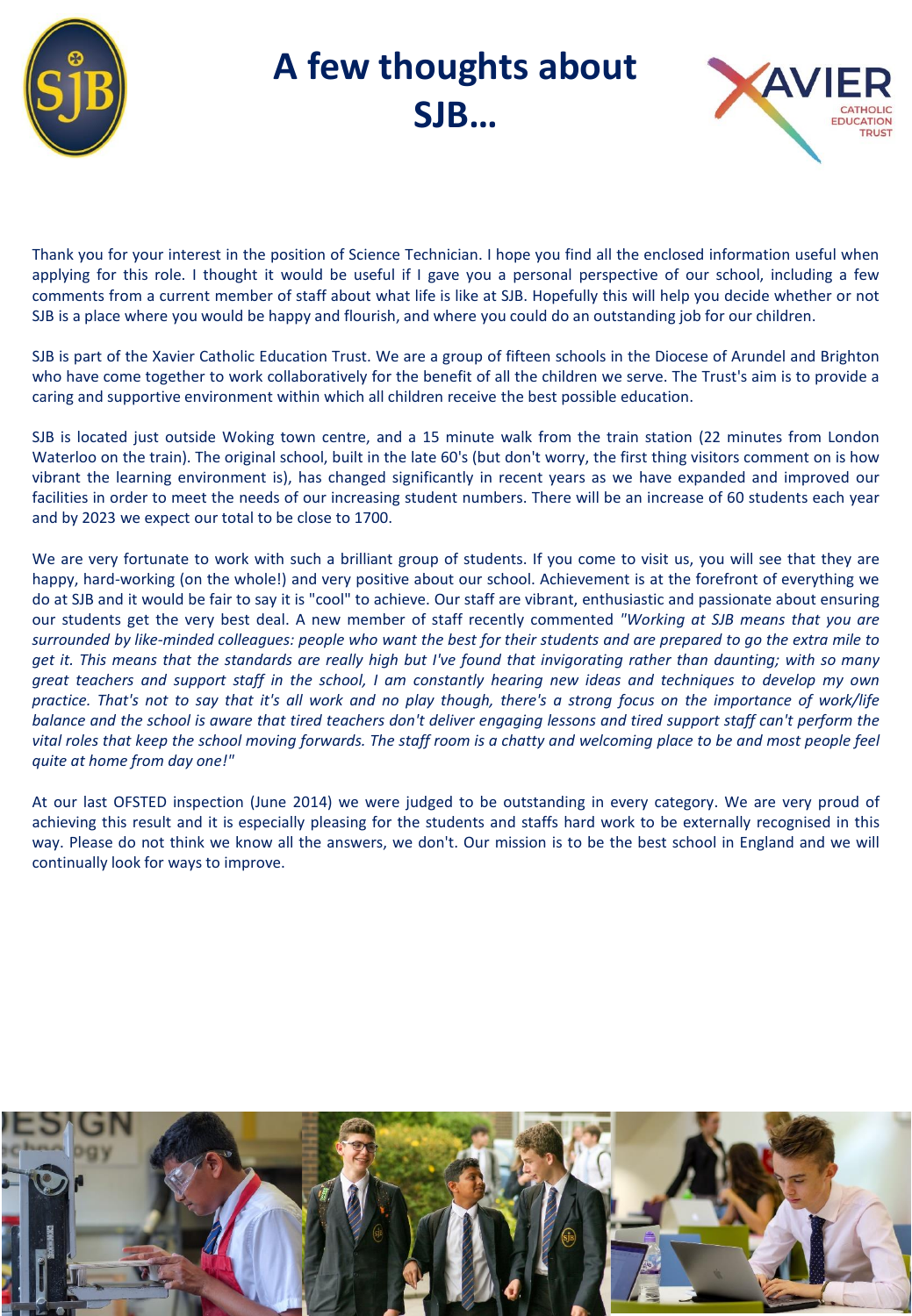# A few thoughts about SJB…

Thank you for your interest in the position of Science Technician. I hope you find all the enclosed information useful when applying for this role. I thought it would be useful if I gave you a personal perspective of our school, including a few comments from a current member of staff about what life is like at SJB. Hopefully this will help you decide whether or not SJB is a place where you would be happy and flourish, and where you could do an outstanding job for our children.

SJB is part of the Xavier Catholic Education Trust. We are a group of fifteen schools in the Diocese of Arundel and Brighton who have come together to work collaboratively for the benefit of all the children we serve. The Trust's aim is to provide a caring and supportive environment within which all children receive the best possible education.

SJB is located just outside Woking town centre, and a 15 minute walk from the train station (22 minutes from London Waterloo on the train). The original school, built in the late 60's (but don't worry, the first thing visitors comment on is how vibrant the learning environment is), has changed significantly in recent years as we have expanded and improved our facilities in order to meet the needs of our increasing student numbers. There will be an increase of 60 students each year and by 2023 we expect our total to be close to 1700.

We are very fortunate to work with such a brilliant group of students. If you come to visit us, you will see that they are happy, hard-working (on the whole!) and very positive about our school. Achievement is at the forefront of everything we do at SJB and it would be fair to say it is "cool" to achieve. Our staff are vibrant, enthusiastic and passionate about ensuring our students get the very best deal. A new member of staff recently commented *"Working at SJB means that you are surrounded by like-minded colleagues: people who want the best for their students and are prepared to go the extra mile to get it. This means that the standards are really high but I've found that invigorating rather than daunting; with so many great teachers and support staff in the school, I am constantly hearing new ideas and techniques to develop my own practice. That's not to say that it's all work and no play though, there's a strong focus on the importance of work/life balance and the school is aware that tired teachers don't deliver engaging lessons and tired support staff can't perform the vital roles that keep the school moving forwards. The staff room is a chatty and welcoming place to be and most people feel quite at home from day one!"*

At our last OFSTED inspection (June 2014) we were judged to be outstanding in every category. We are very proud of achieving this result and it is especially pleasing for the students and staffs hard work to be externally recognised in this way. Please do not think we know all the answers, we don't. Our mission is to be the best school in England and we will continually look for ways to improve.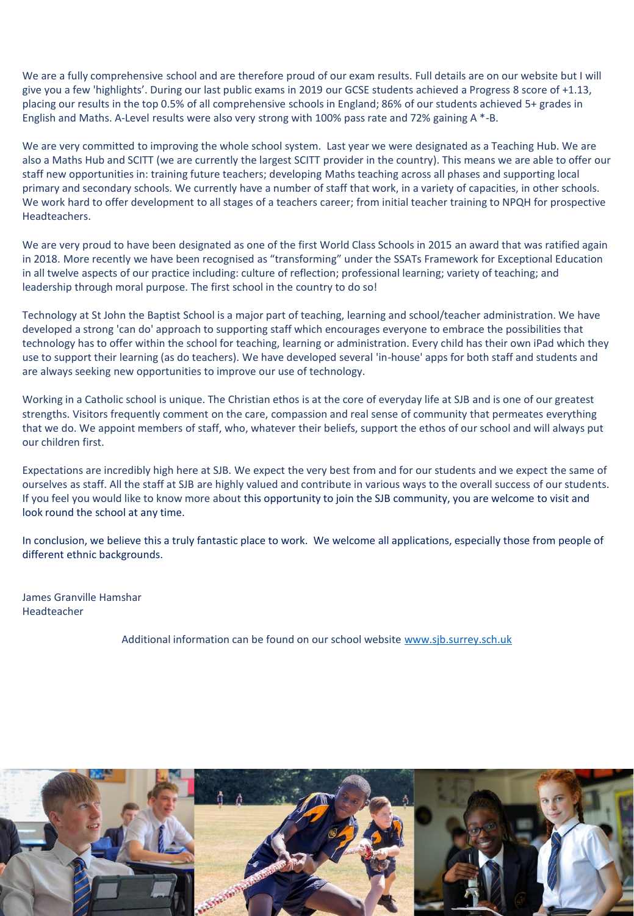We are a fully comprehensive school and are therefore proud of our exam results. Full details are on our website but I will give you a few 'highlights'. During our last public exams in 2019 our GCSE students achieved a Progress 8 score of +1.13, placing our results in the top 0.5% of all comprehensive schools in England; 86% of our students achieved 5+ grades in English and Maths. A-Level results were also very strong with 100% pass rate and 72% gaining A *-B.

We are very committed to improving the whole school system. Last year we were designated as a Teaching Hub. We are also a Maths Hub and SCITT (we are currently the largest SCITT provider in the country). This means we are able to offer our staff new opportunities in: training future teachers; developing Maths teaching across all phases and supporting local primary and secondary schools. We currently have a number of staff that work, in a variety of capacities, in other schools. We work hard to offer development to all stages of a teachers career; from initial teacher training to NPQH for prospective Headteachers.

We are very proud to have been designated as one of the first World Class Schools in 2015 an award that was ratified again in 2018. More recently we have been recognised as "transforming" under the SSATs Framework for Exceptional Education in all twelve aspects of our practice including: culture of reflection; professional learning; variety of teaching; and leadership through moral purpose. The first school in the country to do so!

Technology at St John the Baptist School is a major part of teaching, learning and school/teacher administration. We have developed a strong 'can do' approach to supporting staff which encourages everyone to embrace the possibilities that technology has to offer within the school for teaching, learning or administration. Every child has their own iPad which they use to support their learning (as do teachers). We have developed several 'in-house' apps for both staff and students and are always seeking new opportunities to improve our use of technology.

Working in a Catholic school is unique. The Christian ethos is at the core of everyday life at SJB and is one of our greatest strengths. Visitors frequently comment on the care, compassion and real sense of community that permeates everything that we do. We appoint members of staff, who, whatever their beliefs, support the ethos of our school and will always put our children first.

Expectations are incredibly high here at SJB. We expect the very best from and for our students and we expect the same of ourselves as staff. All the staff at SJB are highly valued and contribute in various ways to the overall success of our students. If you feel you would like to know more about this opportunity to join the SJB community, you are welcome to visit and look round the school at any time.

In conclusion, we believe this a truly fantastic place to work. We welcome all applications, especially those from people of different ethnic backgrounds.

James Granville Hamshar
Headteacher

Additional information can be found on our school website [www.sjb.surrey.sch.uk](http://www.sjb.surrey.sch.uk)